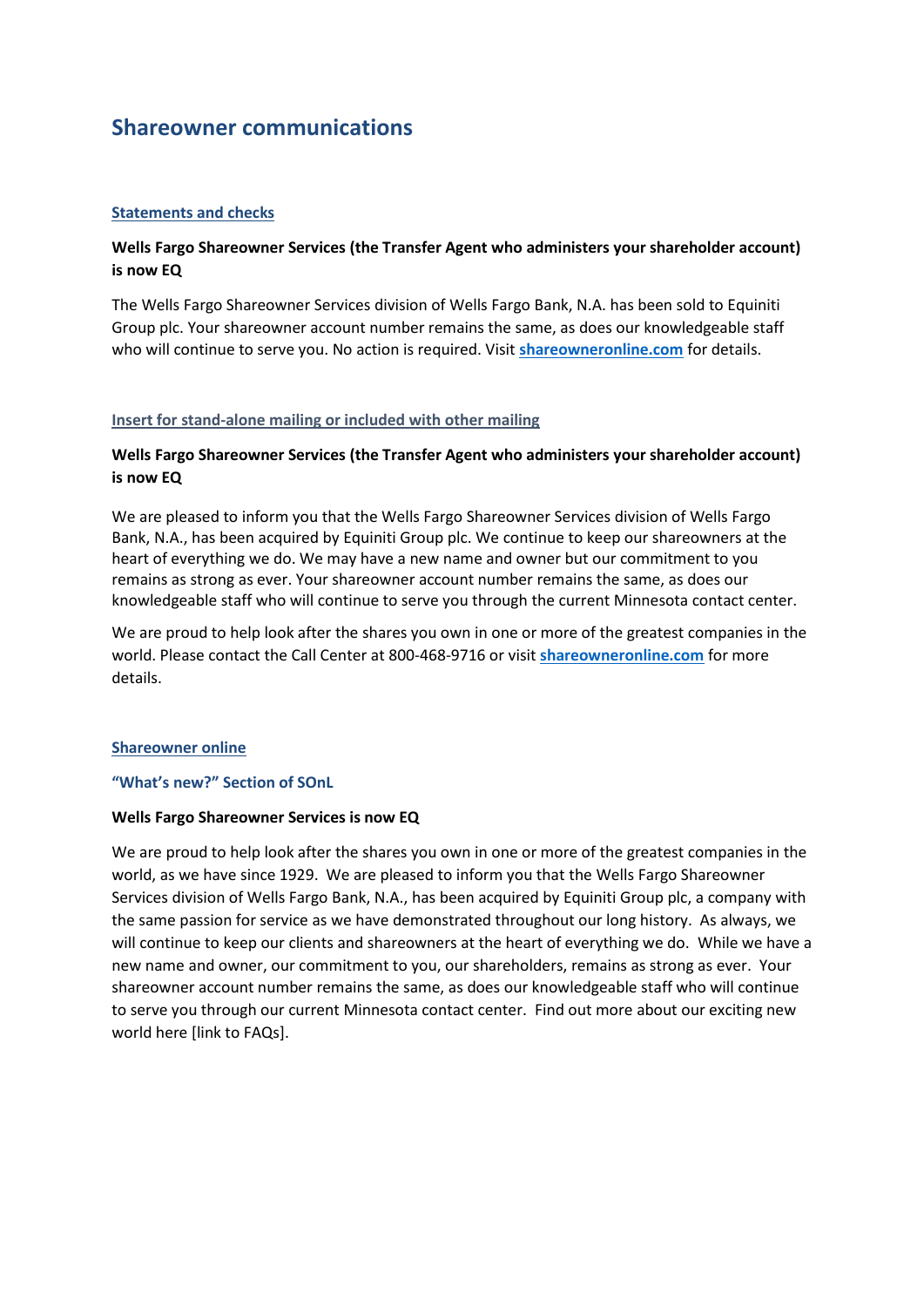# Shareowner communications

## Statements and checks

**Wells Fargo Shareowner Services (the Transfer Agent who administers your shareholder account) is now EQ**

The Wells Fargo Shareowner Services division of Wells Fargo Bank, N.A. has been sold to Equiniti Group plc. Your shareowner account number remains the same, as does our knowledgeable staff who will continue to serve you. No action is required. Visit **shareowneronline.com** for details.

## Insert for stand-alone mailing or included with other mailing

**Wells Fargo Shareowner Services (the Transfer Agent who administers your shareholder account) is now EQ**

We are pleased to inform you that the Wells Fargo Shareowner Services division of Wells Fargo Bank, N.A., has been acquired by Equiniti Group plc. We continue to keep our shareowners at the heart of everything we do. We may have a new name and owner but our commitment to you remains as strong as ever. Your shareowner account number remains the same, as does our knowledgeable staff who will continue to serve you through the current Minnesota contact center.

We are proud to help look after the shares you own in one or more of the greatest companies in the world. Please contact the Call Center at 800-468-9716 or visit **shareowneronline.com** for more details.

## Shareowner online

### "What's new?" Section of SOnL

**Wells Fargo Shareowner Services is now EQ**

We are proud to help look after the shares you own in one or more of the greatest companies in the world, as we have since 1929. We are pleased to inform you that the Wells Fargo Shareowner Services division of Wells Fargo Bank, N.A., has been acquired by Equiniti Group plc, a company with the same passion for service as we have demonstrated throughout our long history. As always, we will continue to keep our clients and shareowners at the heart of everything we do. While we have a new name and owner, our commitment to you, our shareholders, remains as strong as ever. Your shareowner account number remains the same, as does our knowledgeable staff who will continue to serve you through our current Minnesota contact center. Find out more about our exciting new world here [link to FAQs].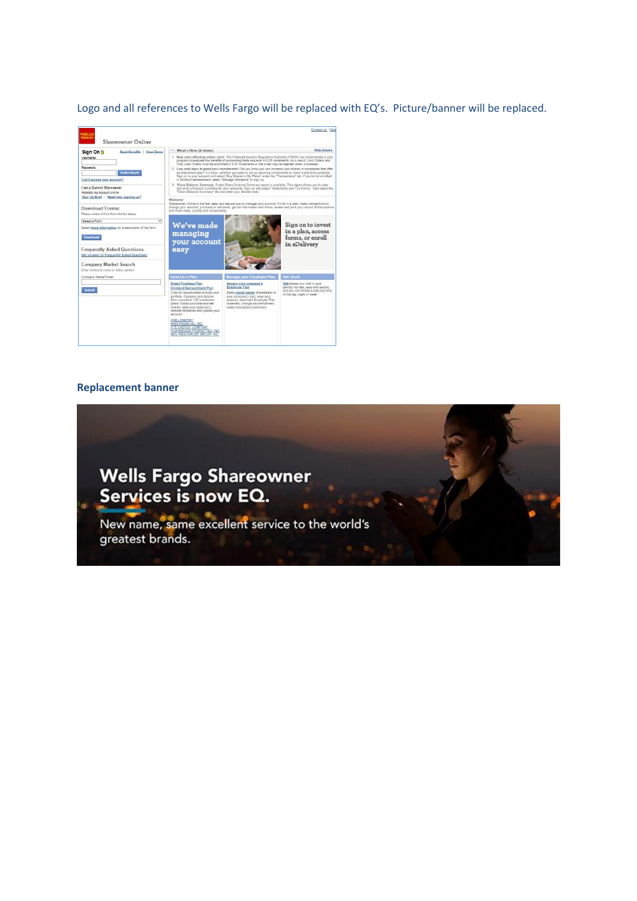Logo and all references to Wells Fargo will be replaced with EQ's. Picture/banner will be replaced.

## Replacement banner